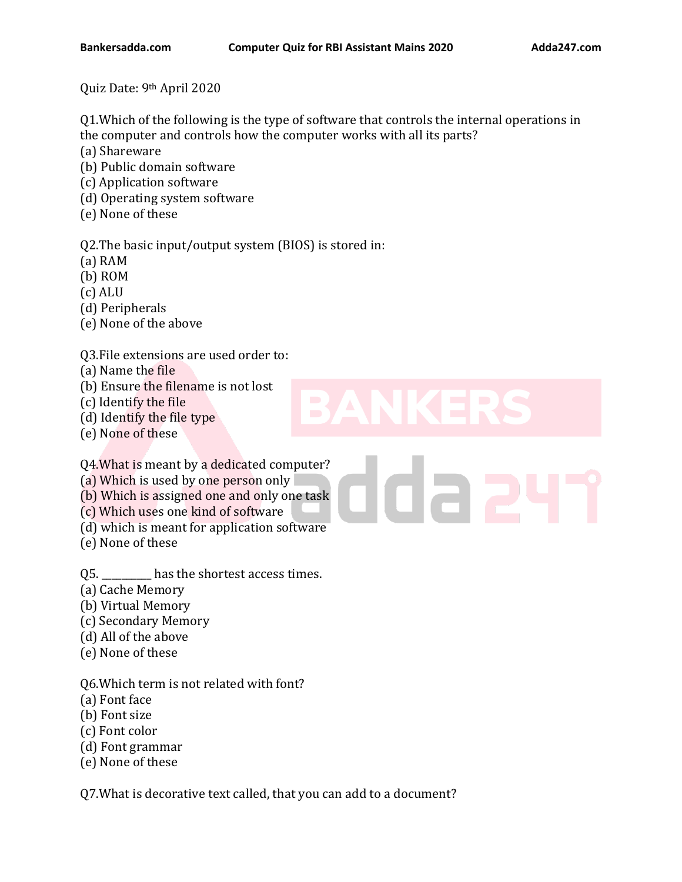Quiz Date: 9th April 2020

Q1.Which of the following is the type of software that controls the internal operations in the computer and controls how the computer works with all its parts?
(a) Shareware
(b) Public domain software
(c) Application software
(d) Operating system software
(e) None of these

Q2.The basic input/output system (BIOS) is stored in:
(a) RAM
(b) ROM
(c) ALU
(d) Peripherals
(e) None of the above

Q3.File extensions are used order to:
(a) Name the file
(b) Ensure the filename is not lost
(c) Identify the file
(d) Identify the file type
(e) None of these

Q4.What is meant by a dedicated computer?
(a) Which is used by one person only
(b) Which is assigned one and only one task
(c) Which uses one kind of software
(d) which is meant for application software
(e) None of these

Q5. _________ has the shortest access times.
(a) Cache Memory
(b) Virtual Memory
(c) Secondary Memory
(d) All of the above
(e) None of these

Q6.Which term is not related with font?
(a) Font face
(b) Font size
(c) Font color
(d) Font grammar
(e) None of these

Q7.What is decorative text called, that you can add to a document?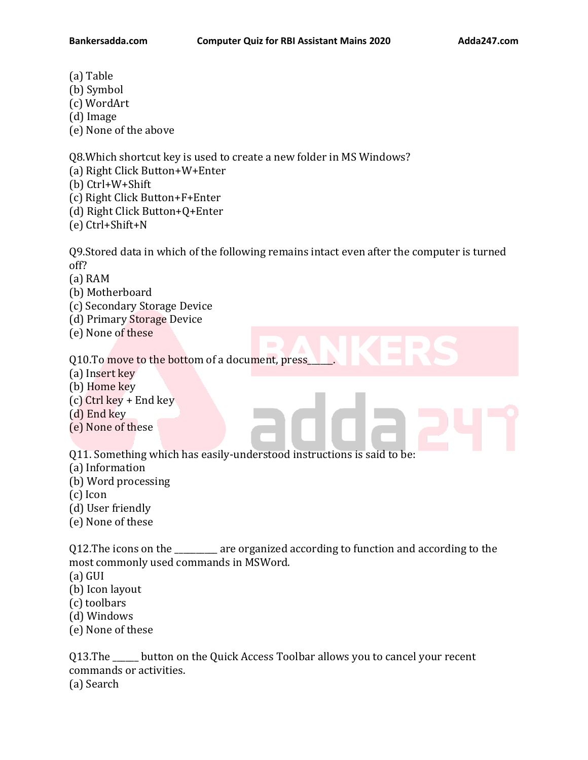(a) Table
(b) Symbol
(c) WordArt
(d) Image
(e) None of the above

Q8.Which shortcut key is used to create a new folder in MS Windows?
(a) Right Click Button+W+Enter
(b) Ctrl+W+Shift
(c) Right Click Button+F+Enter
(d) Right Click Button+Q+Enter
(e) Ctrl+Shift+N

Q9.Stored data in which of the following remains intact even after the computer is turned off?
(a) RAM
(b) Motherboard
(c) Secondary Storage Device
(d) Primary Storage Device
(e) None of these

Q10.To move to the bottom of a document, press_____.
(a) Insert key
(b) Home key
(c) Ctrl key + End key
(d) End key
(e) None of these

Q11. Something which has easily-understood instructions is said to be:
(a) Information
(b) Word processing
(c) Icon
(d) User friendly
(e) None of these

Q12.The icons on the _________ are organized according to function and according to the most commonly used commands in MSWord.
(a) GUI
(b) Icon layout
(c) toolbars
(d) Windows
(e) None of these

Q13.The _____ button on the Quick Access Toolbar allows you to cancel your recent commands or activities.
(a) Search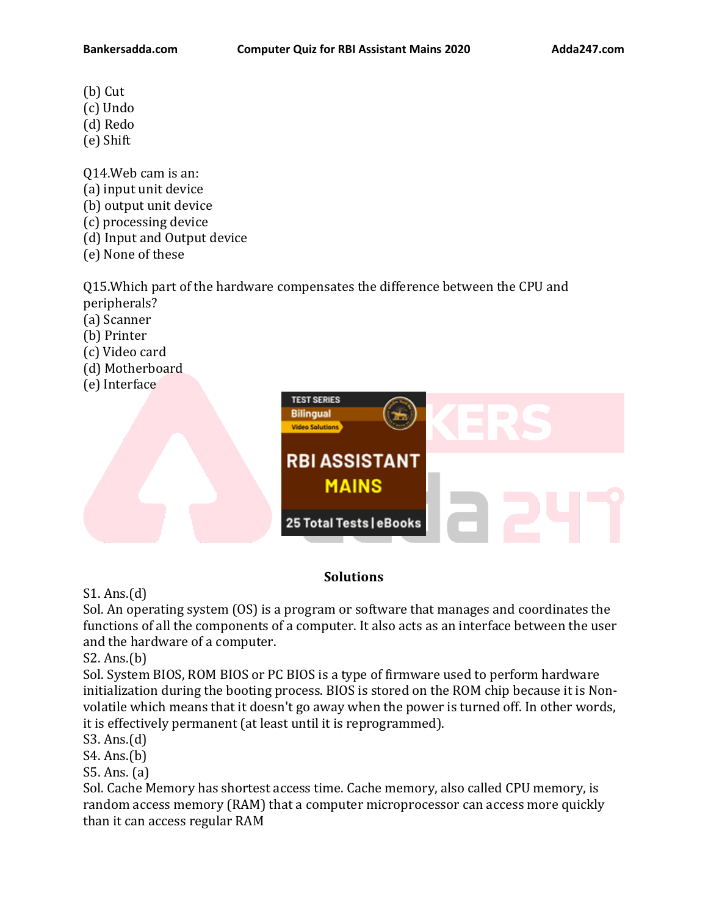(b) Cut
(c) Undo
(d) Redo
(e) Shift

Q14.Web cam is an:
(a) input unit device
(b) output unit device
(c) processing device
(d) Input and Output device
(e) None of these

Q15.Which part of the hardware compensates the difference between the CPU and peripherals?
(a) Scanner
(b) Printer
(c) Video card
(d) Motherboard
(e) Interface

## Solutions

S1. Ans.(d)
Sol. An operating system (OS) is a program or software that manages and coordinates the functions of all the components of a computer. It also acts as an interface between the user and the hardware of a computer.
S2. Ans.(b)
Sol. System BIOS, ROM BIOS or PC BIOS is a type of firmware used to perform hardware initialization during the booting process. BIOS is stored on the ROM chip because it is Non-volatile which means that it doesn't go away when the power is turned off. In other words, it is effectively permanent (at least until it is reprogrammed).
S3. Ans.(d)
S4. Ans.(b)
S5. Ans. (a)
Sol. Cache Memory has shortest access time. Cache memory, also called CPU memory, is random access memory (RAM) that a computer microprocessor can access more quickly than it can access regular RAM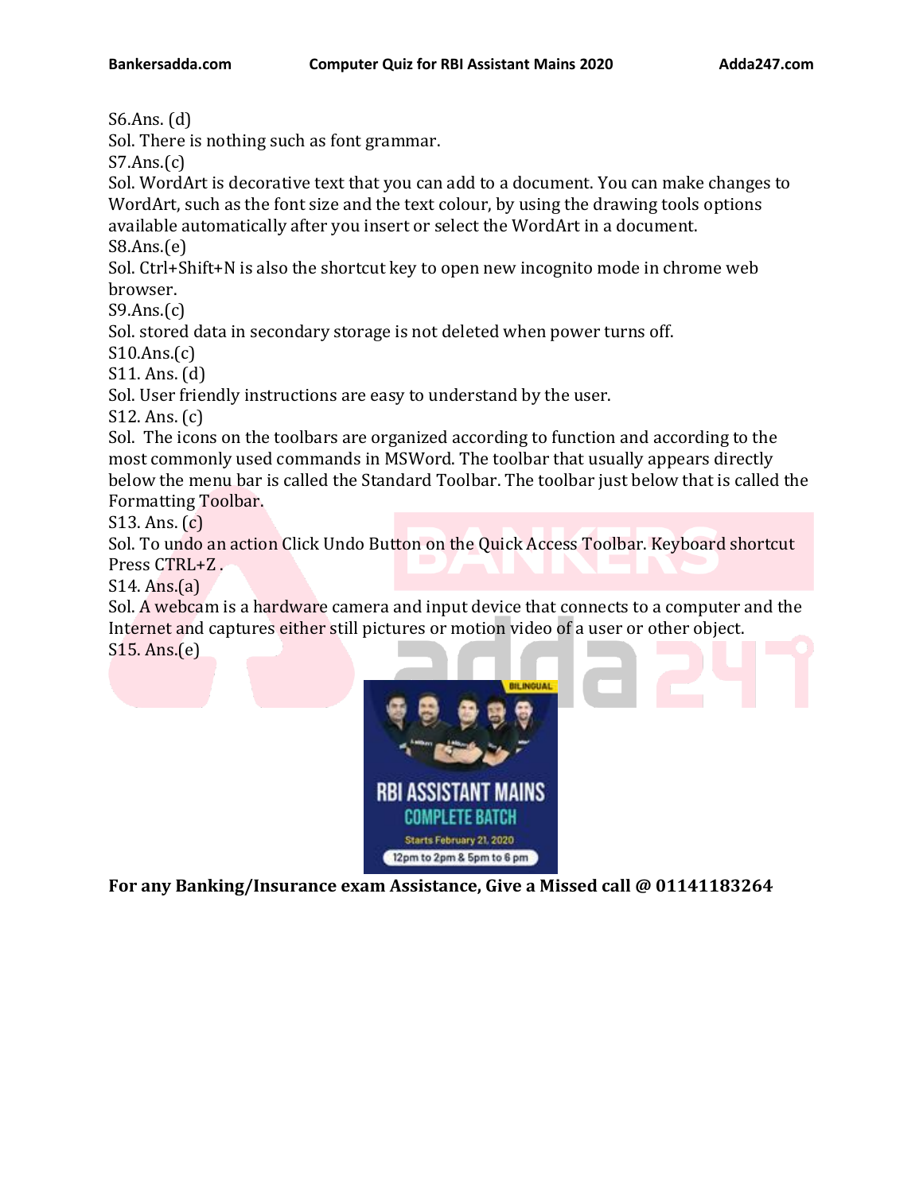S6.Ans. (d)
Sol. There is nothing such as font grammar.
S7.Ans.(c)
Sol. WordArt is decorative text that you can add to a document. You can make changes to WordArt, such as the font size and the text colour, by using the drawing tools options available automatically after you insert or select the WordArt in a document.
S8.Ans.(e)
Sol. Ctrl+Shift+N is also the shortcut key to open new incognito mode in chrome web browser.
S9.Ans.(c)
Sol. stored data in secondary storage is not deleted when power turns off.
S10.Ans.(c)
S11. Ans. (d)
Sol. User friendly instructions are easy to understand by the user.
S12. Ans. (c)
Sol. The icons on the toolbars are organized according to function and according to the most commonly used commands in MSWord. The toolbar that usually appears directly below the menu bar is called the Standard Toolbar. The toolbar just below that is called the Formatting Toolbar.
S13. Ans. (c)
Sol. To undo an action Click Undo Button on the Quick Access Toolbar. Keyboard shortcut Press CTRL+Z .
S14. Ans.(a)
Sol. A webcam is a hardware camera and input device that connects to a computer and the Internet and captures either still pictures or motion video of a user or other object.
S15. Ans.(e)

**For any Banking/Insurance exam Assistance, Give a Missed call @ 01141183264**